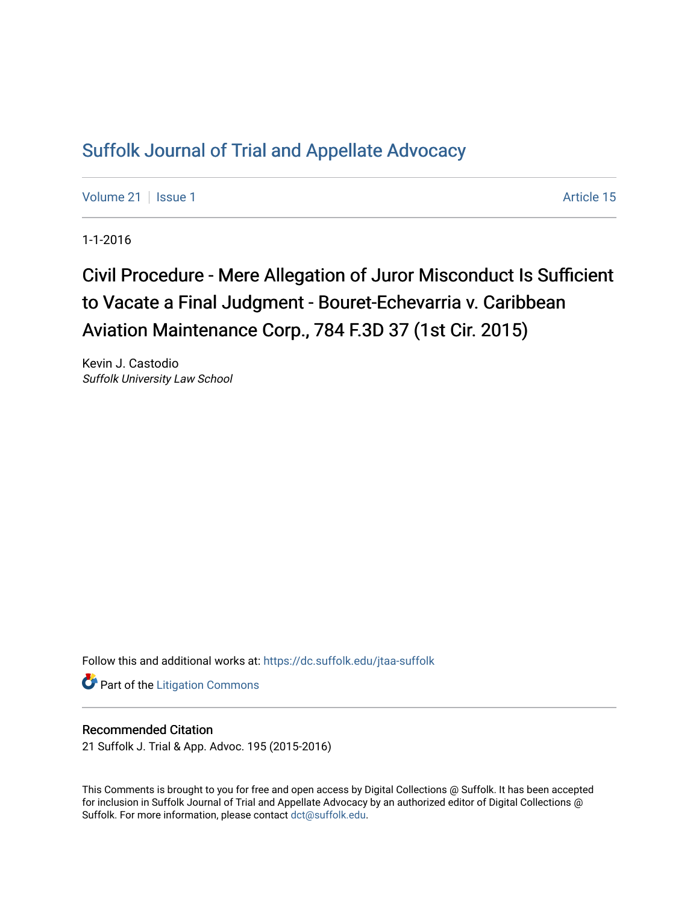# Suffolk Journal of Trial and Appellate Advocacy

Volume 21 | Issue 1 Article 15

1-1-2016

## Civil Procedure - Mere Allegation of Juror Misconduct Is Sufficient to Vacate a Final Judgment - Bouret-Echevarria v. Caribbean Aviation Maintenance Corp., 784 F.3D 37 (1st Cir. 2015)

Kevin J. Castodio
*Suffolk University Law School*

Follow this and additional works at: https://dc.suffolk.edu/jtaa-suffolk

Part of the Litigation Commons

### Recommended Citation

21 Suffolk J. Trial & App. Advoc. 195 (2015-2016)

This Comments is brought to you for free and open access by Digital Collections @ Suffolk. It has been accepted for inclusion in Suffolk Journal of Trial and Appellate Advocacy by an authorized editor of Digital Collections @ Suffolk. For more information, please contact dct@suffolk.edu.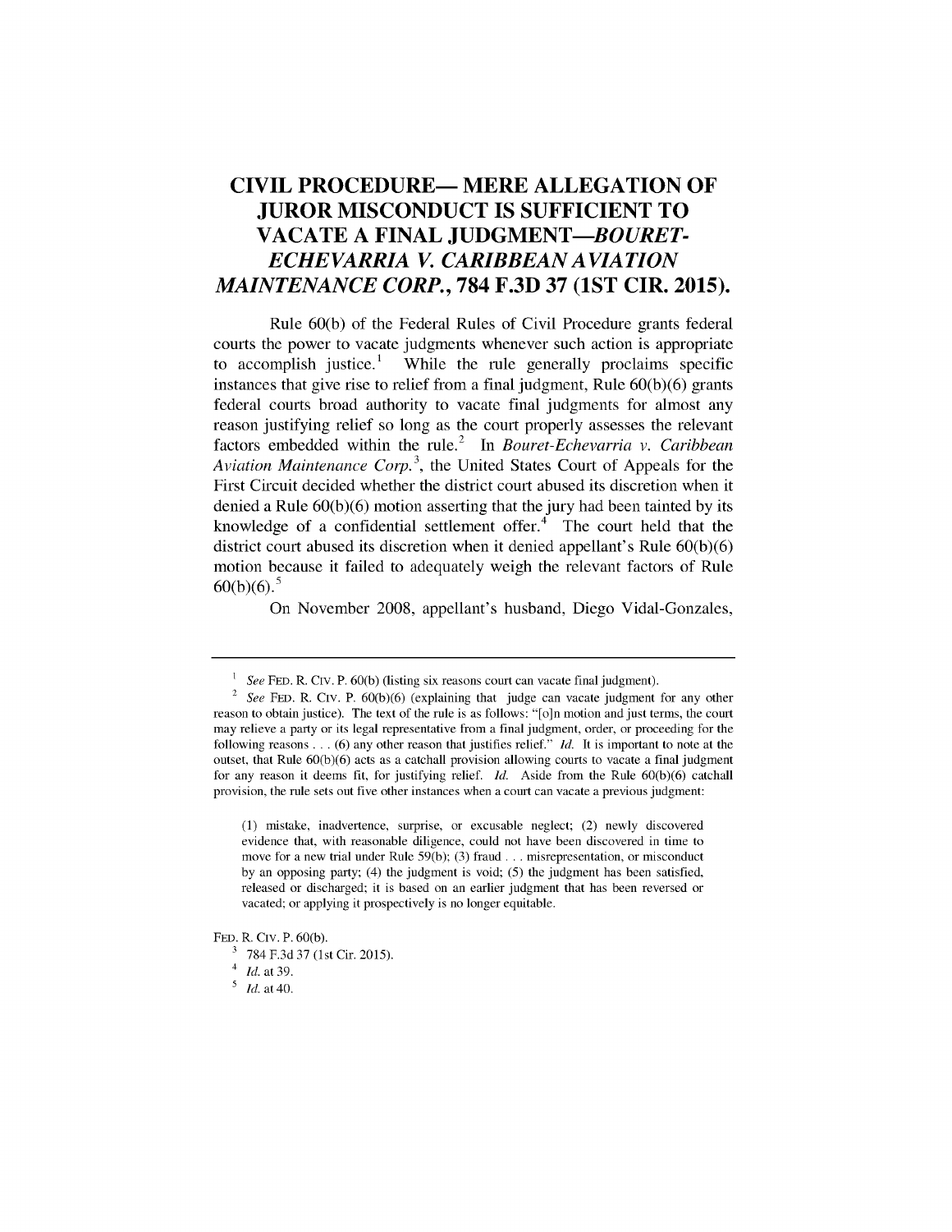# CIVIL PROCEDURE— MERE ALLEGATION OF JUROR MISCONDUCT IS SUFFICIENT TO VACATE A FINAL JUDGMENT—*BOURET-ECHEVARRIA V. CARIBBEAN AVIATION MAINTENANCE CORP.*, 784 F.3D 37 (1ST CIR. 2015).

Rule 60(b) of the Federal Rules of Civil Procedure grants federal courts the power to vacate judgments whenever such action is appropriate to accomplish justice.[1] While the rule generally proclaims specific instances that give rise to relief from a final judgment, Rule 60(b)(6) grants federal courts broad authority to vacate final judgments for almost any reason justifying relief so long as the court properly assesses the relevant factors embedded within the rule.[2] In *Bouret-Echevarria v. Caribbean Aviation Maintenance Corp.*[3], the United States Court of Appeals for the First Circuit decided whether the district court abused its discretion when it denied a Rule 60(b)(6) motion asserting that the jury had been tainted by its knowledge of a confidential settlement offer.[4] The court held that the district court abused its discretion when it denied appellant's Rule 60(b)(6) motion because it failed to adequately weigh the relevant factors of Rule 60(b)(6).[5]

On November 2008, appellant's husband, Diego Vidal-Gonzales,

---

[1] *See* FED. R. CIV. P. 60(b) (listing six reasons court can vacate final judgment).

[2] *See* FED. R. CIV. P. 60(b)(6) (explaining that judge can vacate judgment for any other reason to obtain justice). The text of the rule is as follows: "[o]n motion and just terms, the court may relieve a party or its legal representative from a final judgment, order, or proceeding for the following reasons . . . (6) any other reason that justifies relief." *Id.* It is important to note at the outset, that Rule 60(b)(6) acts as a catchall provision allowing courts to vacate a final judgment for any reason it deems fit, for justifying relief. *Id.* Aside from the Rule 60(b)(6) catchall provision, the rule sets out five other instances when a court can vacate a previous judgment:

> (1) mistake, inadvertence, surprise, or excusable neglect; (2) newly discovered evidence that, with reasonable diligence, could not have been discovered in time to move for a new trial under Rule 59(b); (3) fraud . . . misrepresentation, or misconduct by an opposing party; (4) the judgment is void; (5) the judgment has been satisfied, released or discharged; it is based on an earlier judgment that has been reversed or vacated; or applying it prospectively is no longer equitable.

FED. R. CIV. P. 60(b).

[3] 784 F.3d 37 (1st Cir. 2015).

[4] *Id.* at 39.

[5] *Id.* at 40.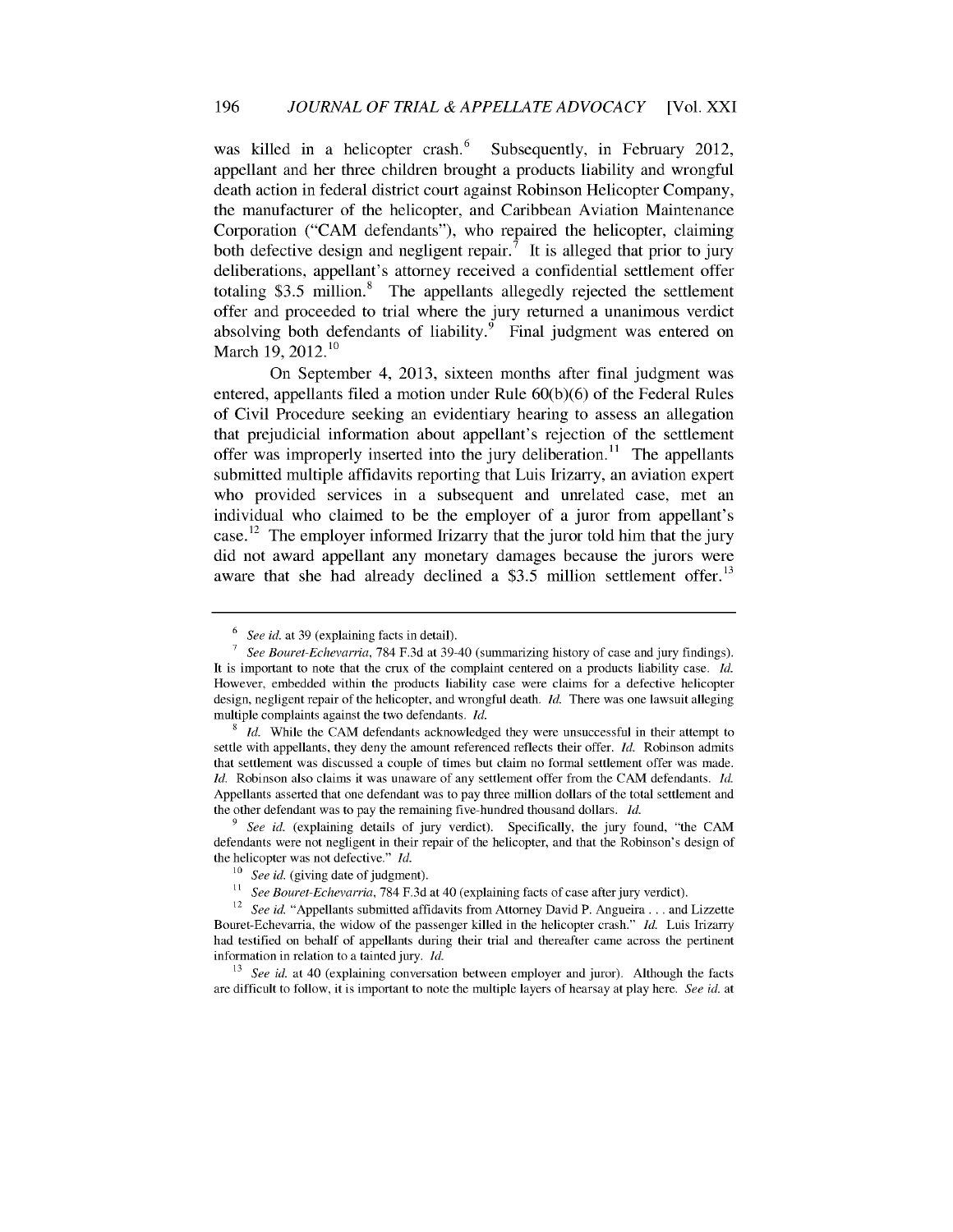was killed in a helicopter crash.[6] Subsequently, in February 2012, appellant and her three children brought a products liability and wrongful death action in federal district court against Robinson Helicopter Company, the manufacturer of the helicopter, and Caribbean Aviation Maintenance Corporation ("CAM defendants"), who repaired the helicopter, claiming both defective design and negligent repair.[7] It is alleged that prior to jury deliberations, appellant's attorney received a confidential settlement offer totaling $3.5 million.[8] The appellants allegedly rejected the settlement offer and proceeded to trial where the jury returned a unanimous verdict absolving both defendants of liability.[9] Final judgment was entered on March 19, 2012.[10]

On September 4, 2013, sixteen months after final judgment was entered, appellants filed a motion under Rule 60(b)(6) of the Federal Rules of Civil Procedure seeking an evidentiary hearing to assess an allegation that prejudicial information about appellant's rejection of the settlement offer was improperly inserted into the jury deliberation.[11] The appellants submitted multiple affidavits reporting that Luis Irizarry, an aviation expert who provided services in a subsequent and unrelated case, met an individual who claimed to be the employer of a juror from appellant's case.[12] The employer informed Irizarry that the juror told him that the jury did not award appellant any monetary damages because the jurors were aware that she had already declined a $3.5 million settlement offer.[13]

---

[6] *See id.* at 39 (explaining facts in detail).

[7] *See Bouret-Echevarria*, 784 F.3d at 39-40 (summarizing history of case and jury findings). It is important to note that the crux of the complaint centered on a products liability case. *Id.* However, embedded within the products liability case were claims for a defective helicopter design, negligent repair of the helicopter, and wrongful death. *Id.* There was one lawsuit alleging multiple complaints against the two defendants. *Id.*

[8] *Id.* While the CAM defendants acknowledged they were unsuccessful in their attempt to settle with appellants, they deny the amount referenced reflects their offer. *Id.* Robinson admits that settlement was discussed a couple of times but claim no formal settlement offer was made. *Id.* Robinson also claims it was unaware of any settlement offer from the CAM defendants. *Id.* Appellants asserted that one defendant was to pay three million dollars of the total settlement and the other defendant was to pay the remaining five-hundred thousand dollars. *Id.*

[9] *See id.* (explaining details of jury verdict). Specifically, the jury found, "the CAM defendants were not negligent in their repair of the helicopter, and that the Robinson's design of the helicopter was not defective." *Id.*

[10] *See id.* (giving date of judgment).

[11] *See Bouret-Echevarria*, 784 F.3d at 40 (explaining facts of case after jury verdict).

[12] *See id.* "Appellants submitted affidavits from Attorney David P. Angueira . . . and Lizzette Bouret-Echevarria, the widow of the passenger killed in the helicopter crash." *Id.* Luis Irizarry had testified on behalf of appellants during their trial and thereafter came across the pertinent information in relation to a tainted jury. *Id.*

[13] *See id.* at 40 (explaining conversation between employer and juror). Although the facts are difficult to follow, it is important to note the multiple layers of hearsay at play here. *See id.* at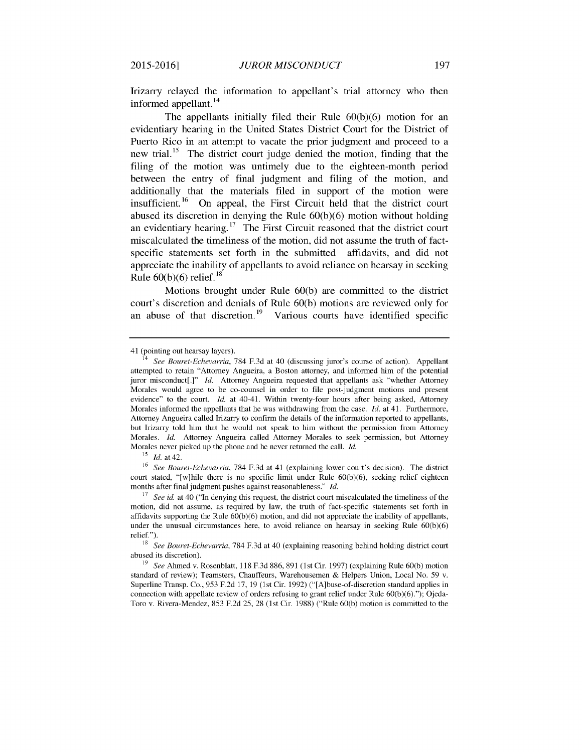Irizarry relayed the information to appellant's trial attorney who then informed appellant.[14]

The appellants initially filed their Rule 60(b)(6) motion for an evidentiary hearing in the United States District Court for the District of Puerto Rico in an attempt to vacate the prior judgment and proceed to a new trial.[15] The district court judge denied the motion, finding that the filing of the motion was untimely due to the eighteen-month period between the entry of final judgment and filing of the motion, and additionally that the materials filed in support of the motion were insufficient.[16] On appeal, the First Circuit held that the district court abused its discretion in denying the Rule 60(b)(6) motion without holding an evidentiary hearing.[17] The First Circuit reasoned that the district court miscalculated the timeliness of the motion, did not assume the truth of fact-specific statements set forth in the submitted affidavits, and did not appreciate the inability of appellants to avoid reliance on hearsay in seeking Rule 60(b)(6) relief.[18]

Motions brought under Rule 60(b) are committed to the district court's discretion and denials of Rule 60(b) motions are reviewed only for an abuse of that discretion.[19] Various courts have identified specific

---

41 (pointing out hearsay layers).

[14] *See Bouret-Echevarria*, 784 F.3d at 40 (discussing juror's course of action). Appellant attempted to retain "Attorney Angueira, a Boston attorney, and informed him of the potential juror misconduct[.]" *Id.* Attorney Angueira requested that appellants ask "whether Attorney Morales would agree to be co-counsel in order to file post-judgment motions and present evidence" to the court. *Id.* at 40-41. Within twenty-four hours after being asked, Attorney Morales informed the appellants that he was withdrawing from the case. *Id.* at 41. Furthermore, Attorney Angueira called Irizarry to confirm the details of the information reported to appellants, but Irizarry told him that he would not speak to him without the permission from Attorney Morales. *Id.* Attorney Angueira called Attorney Morales to seek permission, but Attorney Morales never picked up the phone and he never returned the call. *Id.*

[15] *Id.* at 42.

[16] *See Bouret-Echevarria*, 784 F.3d at 41 (explaining lower court's decision). The district court stated, "[w]hile there is no specific limit under Rule 60(b)(6), seeking relief eighteen months after final judgment pushes against reasonableness." *Id.*

[17] *See id.* at 40 ("In denying this request, the district court miscalculated the timeliness of the motion, did not assume, as required by law, the truth of fact-specific statements set forth in affidavits supporting the Rule 60(b)(6) motion, and did not appreciate the inability of appellants, under the unusual circumstances here, to avoid reliance on hearsay in seeking Rule 60(b)(6) relief.").

[18] *See Bouret-Echevarria*, 784 F.3d at 40 (explaining reasoning behind holding district court abused its discretion).

[19] *See* Ahmed v. Rosenblatt, 118 F.3d 886, 891 (1st Cir. 1997) (explaining Rule 60(b) motion standard of review); Teamsters, Chauffeurs, Warehousemen & Helpers Union, Local No. 59 v. Superline Transp. Co., 953 F.2d 17, 19 (1st Cir. 1992) ("[A]buse-of-discretion standard applies in connection with appellate review of orders refusing to grant relief under Rule 60(b)(6)."); Ojeda-Toro v. Rivera-Mendez, 853 F.2d 25, 28 (1st Cir. 1988) ("Rule 60(b) motion is committed to the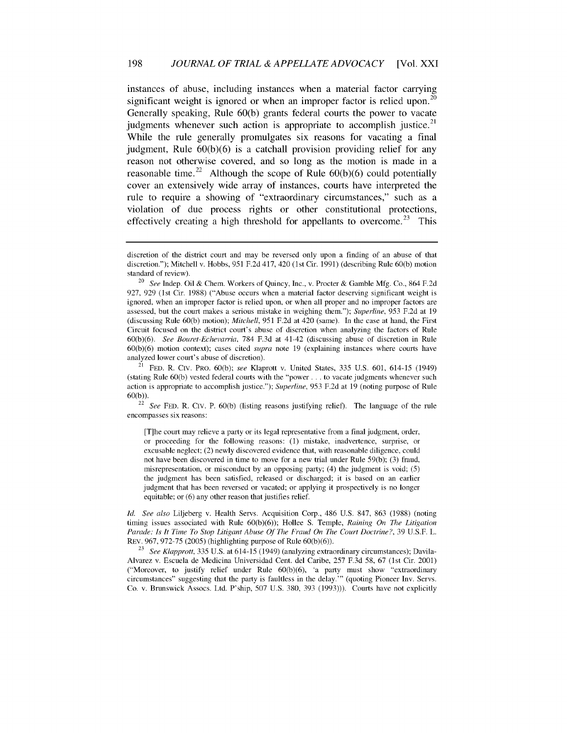instances of abuse, including instances when a material factor carrying significant weight is ignored or when an improper factor is relied upon.[20] Generally speaking, Rule 60(b) grants federal courts the power to vacate judgments whenever such action is appropriate to accomplish justice.[21] While the rule generally promulgates six reasons for vacating a final judgment, Rule 60(b)(6) is a catchall provision providing relief for any reason not otherwise covered, and so long as the motion is made in a reasonable time.[22] Although the scope of Rule 60(b)(6) could potentially cover an extensively wide array of instances, courts have interpreted the rule to require a showing of "extraordinary circumstances," such as a violation of due process rights or other constitutional protections, effectively creating a high threshold for appellants to overcome.[23] This

---

discretion of the district court and may be reversed only upon a finding of an abuse of that discretion."); Mitchell v. Hobbs, 951 F.2d 417, 420 (1st Cir. 1991) (describing Rule 60(b) motion standard of review).

[20] *See* Indep. Oil & Chem. Workers of Quincy, Inc., v. Procter & Gamble Mfg. Co., 864 F.2d 927, 929 (1st Cir. 1988) ("Abuse occurs when a material factor deserving significant weight is ignored, when an improper factor is relied upon, or when all proper and no improper factors are assessed, but the court makes a serious mistake in weighing them."); *Superline*, 953 F.2d at 19 (discussing Rule 60(b) motion); *Mitchell*, 951 F.2d at 420 (same). In the case at hand, the First Circuit focused on the district court's abuse of discretion when analyzing the factors of Rule 60(b)(6). *See Bouret-Echevarria*, 784 F.3d at 41-42 (discussing abuse of discretion in Rule 60(b)(6) motion context); cases cited *supra* note 19 (explaining instances where courts have analyzed lower court's abuse of discretion).

[21] FED. R. CIV. PRO. 60(b); *see* Klaprott v. United States, 335 U.S. 601, 614-15 (1949) (stating Rule 60(b) vested federal courts with the "power . . . to vacate judgments whenever such action is appropriate to accomplish justice."); *Superline*, 953 F.2d at 19 (noting purpose of Rule 60(b)).

[22] *See* FED. R. CIV. P. 60(b) (listing reasons justifying relief). The language of the rule encompasses six reasons:

> [T]he court may relieve a party or its legal representative from a final judgment, order, or proceeding for the following reasons: (1) mistake, inadvertence, surprise, or excusable neglect; (2) newly discovered evidence that, with reasonable diligence, could not have been discovered in time to move for a new trial under Rule 59(b); (3) fraud, misrepresentation, or misconduct by an opposing party; (4) the judgment is void; (5) the judgment has been satisfied, released or discharged; it is based on an earlier judgment that has been reversed or vacated; or applying it prospectively is no longer equitable; or (6) any other reason that justifies relief.

*Id. See also* Liljeberg v. Health Servs. Acquisition Corp., 486 U.S. 847, 863 (1988) (noting timing issues associated with Rule 60(b)(6)); Hollee S. Temple, *Raining On The Litigation Parade: Is It Time To Stop Litigant Abuse Of The Fraud On The Court Doctrine?*, 39 U.S.F. L. REV. 967, 972-75 (2005) (highlighting purpose of Rule 60(b)(6)).

[23] *See Klapprott*, 335 U.S. at 614-15 (1949) (analyzing extraordinary circumstances); Davila-Alvarez v. Escuela de Medicina Universidad Cent. del Caribe, 257 F.3d 58, 67 (1st Cir. 2001) ("Moreover, to justify relief under Rule 60(b)(6), 'a party must show "extraordinary circumstances" suggesting that the party is faultless in the delay.'" (quoting Pioneer Inv. Servs. Co. v. Brunswick Assocs. Ltd. P'ship, 507 U.S. 380, 393 (1993))). Courts have not explicitly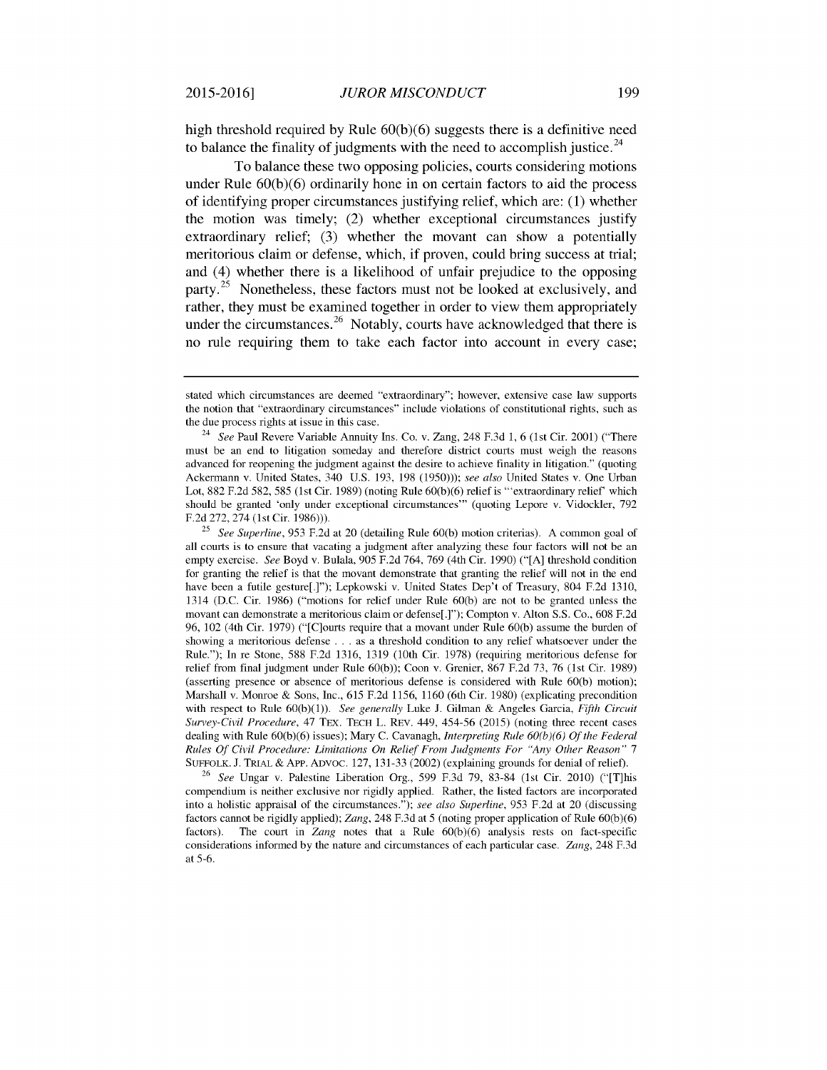high threshold required by Rule 60(b)(6) suggests there is a definitive need to balance the finality of judgments with the need to accomplish justice.[24]

To balance these two opposing policies, courts considering motions under Rule 60(b)(6) ordinarily hone in on certain factors to aid the process of identifying proper circumstances justifying relief, which are: (1) whether the motion was timely; (2) whether exceptional circumstances justify extraordinary relief; (3) whether the movant can show a potentially meritorious claim or defense, which, if proven, could bring success at trial; and (4) whether there is a likelihood of unfair prejudice to the opposing party.[25] Nonetheless, these factors must not be looked at exclusively, and rather, they must be examined together in order to view them appropriately under the circumstances.[26] Notably, courts have acknowledged that there is no rule requiring them to take each factor into account in every case;

---

stated which circumstances are deemed "extraordinary"; however, extensive case law supports the notion that "extraordinary circumstances" include violations of constitutional rights, such as the due process rights at issue in this case.

[24] *See* Paul Revere Variable Annuity Ins. Co. v. Zang, 248 F.3d 1, 6 (1st Cir. 2001) ("There must be an end to litigation someday and therefore district courts must weigh the reasons advanced for reopening the judgment against the desire to achieve finality in litigation." (quoting Ackermann v. United States, 340 U.S. 193, 198 (1950))); *see also* United States v. One Urban Lot, 882 F.2d 582, 585 (1st Cir. 1989) (noting Rule 60(b)(6) relief is "'extraordinary relief' which should be granted 'only under exceptional circumstances'" (quoting Lepore v. Vidockler, 792 F.2d 272, 274 (1st Cir. 1986))).

[25] *See Superline*, 953 F.2d at 20 (detailing Rule 60(b) motion criterias). A common goal of all courts is to ensure that vacating a judgment after analyzing these four factors will not be an empty exercise. *See* Boyd v. Bulala, 905 F.2d 764, 769 (4th Cir. 1990) ("[A] threshold condition for granting the relief is that the movant demonstrate that granting the relief will not in the end have been a futile gesture[.]"); Lepkowski v. United States Dep't of Treasury, 804 F.2d 1310, 1314 (D.C. Cir. 1986) ("motions for relief under Rule 60(b) are not to be granted unless the movant can demonstrate a meritorious claim or defense[.]"); Compton v. Alton S.S. Co., 608 F.2d 96, 102 (4th Cir. 1979) ("[C]ourts require that a movant under Rule 60(b) assume the burden of showing a meritorious defense . . . as a threshold condition to any relief whatsoever under the Rule."); In re Stone, 588 F.2d 1316, 1319 (10th Cir. 1978) (requiring meritorious defense for relief from final judgment under Rule 60(b)); Coon v. Grenier, 867 F.2d 73, 76 (1st Cir. 1989) (asserting presence or absence of meritorious defense is considered with Rule 60(b) motion); Marshall v. Monroe & Sons, Inc., 615 F.2d 1156, 1160 (6th Cir. 1980) (explicating precondition with respect to Rule 60(b)(1)). *See generally* Luke J. Gilman & Angeles Garcia, *Fifth Circuit Survey-Civil Procedure*, 47 TEX. TECH L. REV. 449, 454-56 (2015) (noting three recent cases dealing with Rule 60(b)(6) issues); Mary C. Cavanagh, *Interpreting Rule 60(b)(6) Of the Federal Rules Of Civil Procedure: Limitations On Relief From Judgments For "Any Other Reason"* 7 SUFFOLK. J. TRIAL & APP. ADVOC. 127, 131-33 (2002) (explaining grounds for denial of relief).

[26] *See* Ungar v. Palestine Liberation Org., 599 F.3d 79, 83-84 (1st Cir. 2010) ("[T]his compendium is neither exclusive nor rigidly applied. Rather, the listed factors are incorporated into a holistic appraisal of the circumstances."); *see also Superline*, 953 F.2d at 20 (discussing factors cannot be rigidly applied); *Zang*, 248 F.3d at 5 (noting proper application of Rule 60(b)(6) factors). The court in *Zang* notes that a Rule 60(b)(6) analysis rests on fact-specific considerations informed by the nature and circumstances of each particular case. *Zang*, 248 F.3d at 5-6.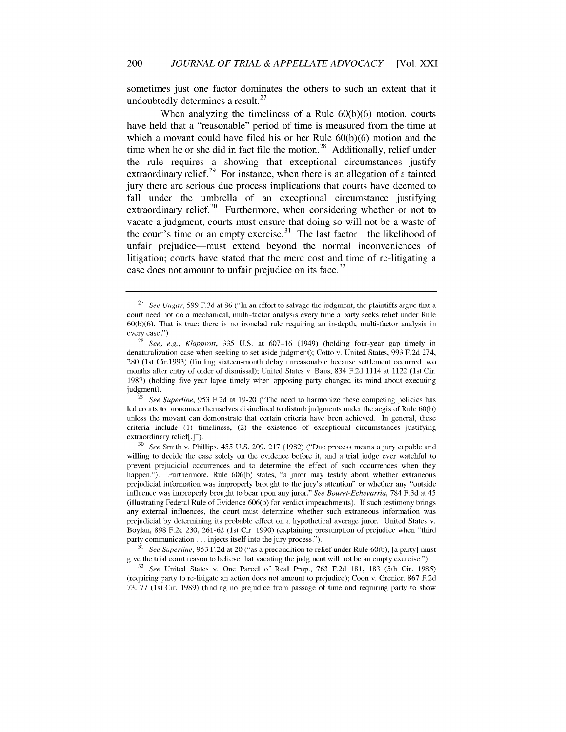sometimes just one factor dominates the others to such an extent that it undoubtedly determines a result.[27]

When analyzing the timeliness of a Rule 60(b)(6) motion, courts have held that a "reasonable" period of time is measured from the time at which a movant could have filed his or her Rule 60(b)(6) motion and the time when he or she did in fact file the motion.[28] Additionally, relief under the rule requires a showing that exceptional circumstances justify extraordinary relief.[29] For instance, when there is an allegation of a tainted jury there are serious due process implications that courts have deemed to fall under the umbrella of an exceptional circumstance justifying extraordinary relief.[30] Furthermore, when considering whether or not to vacate a judgment, courts must ensure that doing so will not be a waste of the court's time or an empty exercise.[31] The last factor—the likelihood of unfair prejudice—must extend beyond the normal inconveniences of litigation; courts have stated that the mere cost and time of re-litigating a case does not amount to unfair prejudice on its face.[32]

---

[27] *See Ungar*, 599 F.3d at 86 ("In an effort to salvage the judgment, the plaintiffs argue that a court need not do a mechanical, multi-factor analysis every time a party seeks relief under Rule 60(b)(6). That is true: there is no ironclad rule requiring an in-depth, multi-factor analysis in every case.").

[28] *See, e.g.*, *Klapprott*, 335 U.S. at 607–16 (1949) (holding four-year gap timely in denaturalization case when seeking to set aside judgment); Cotto v. United States, 993 F.2d 274, 280 (1st Cir.1993) (finding sixteen-month delay unreasonable because settlement occurred two months after entry of order of dismissal); United States v. Baus, 834 F.2d 1114 at 1122 (1st Cir. 1987) (holding five-year lapse timely when opposing party changed its mind about executing judgment).

[29] *See Superline*, 953 F.2d at 19-20 ("The need to harmonize these competing policies has led courts to pronounce themselves disinclined to disturb judgments under the aegis of Rule 60(b) unless the movant can demonstrate that certain criteria have been achieved. In general, these criteria include (1) timeliness, (2) the existence of exceptional circumstances justifying extraordinary relief[.]").

[30] *See* Smith v. Phillips, 455 U.S. 209, 217 (1982) ("Due process means a jury capable and willing to decide the case solely on the evidence before it, and a trial judge ever watchful to prevent prejudicial occurrences and to determine the effect of such occurrences when they happen."). Furthermore, Rule 606(b) states, "a juror may testify about whether extraneous prejudicial information was improperly brought to the jury's attention" or whether any "outside influence was improperly brought to bear upon any juror." *See Bouret-Echevarria*, 784 F.3d at 45 (illustrating Federal Rule of Evidence 606(b) for verdict impeachments). If such testimony brings any external influences, the court must determine whether such extraneous information was prejudicial by determining its probable effect on a hypothetical average juror. United States v. Boylan, 898 F.2d 230, 261-62 (1st Cir. 1990) (explaining presumption of prejudice when "third party communication . . . injects itself into the jury process.").

[31] *See Superline*, 953 F.2d at 20 ("as a precondition to relief under Rule 60(b), [a party] must give the trial court reason to believe that vacating the judgment will not be an empty exercise.")

[32] *See* United States v. One Parcel of Real Prop., 763 F.2d 181, 183 (5th Cir. 1985) (requiring party to re-litigate an action does not amount to prejudice); Coon v. Grenier, 867 F.2d 73, 77 (1st Cir. 1989) (finding no prejudice from passage of time and requiring party to show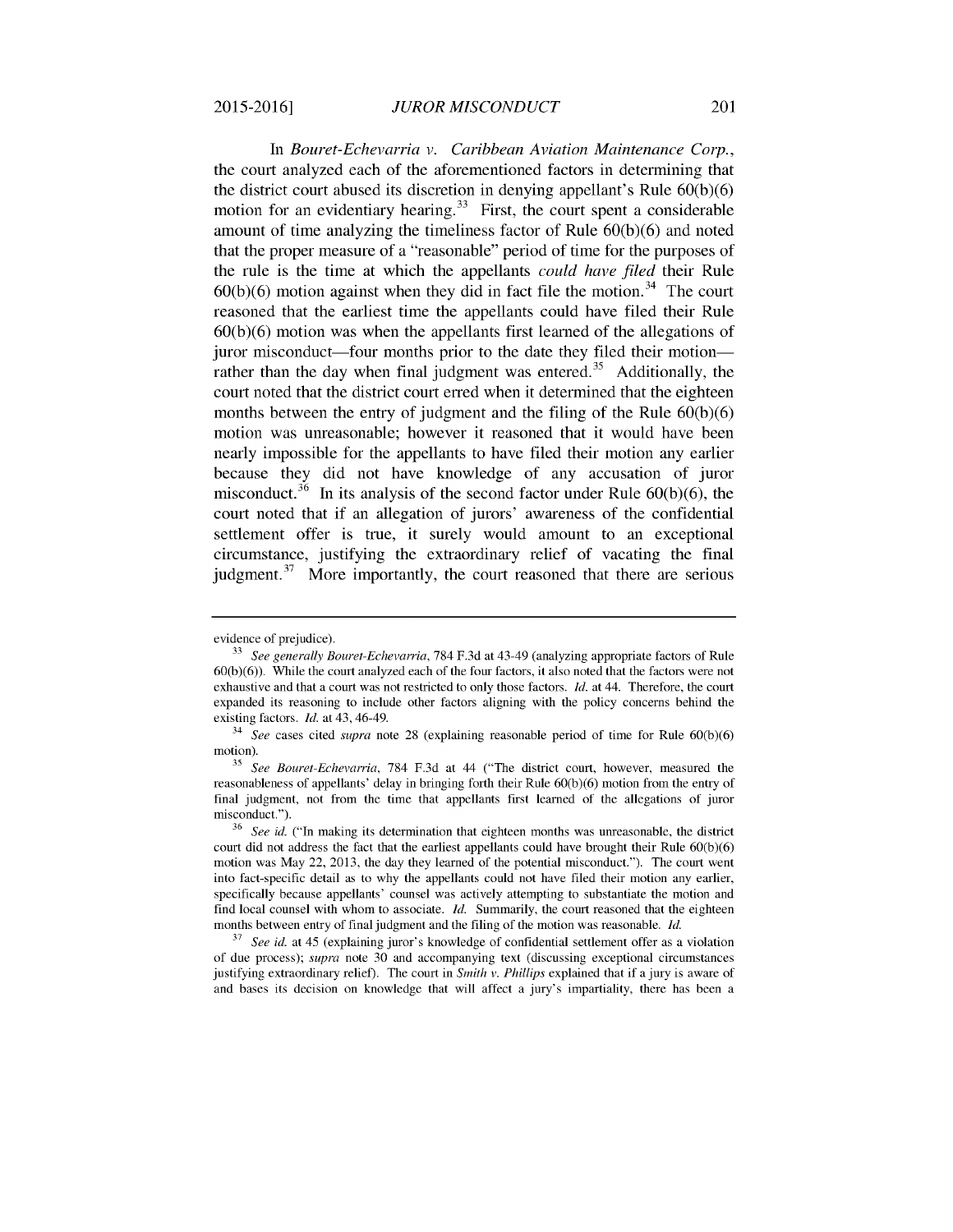In *Bouret-Echevarria v. Caribbean Aviation Maintenance Corp.*, the court analyzed each of the aforementioned factors in determining that the district court abused its discretion in denying appellant's Rule 60(b)(6) motion for an evidentiary hearing.[33] First, the court spent a considerable amount of time analyzing the timeliness factor of Rule 60(b)(6) and noted that the proper measure of a "reasonable" period of time for the purposes of the rule is the time at which the appellants *could have filed* their Rule 60(b)(6) motion against when they did in fact file the motion.[34] The court reasoned that the earliest time the appellants could have filed their Rule 60(b)(6) motion was when the appellants first learned of the allegations of juror misconduct—four months prior to the date they filed their motion—rather than the day when final judgment was entered.[35] Additionally, the court noted that the district court erred when it determined that the eighteen months between the entry of judgment and the filing of the Rule 60(b)(6) motion was unreasonable; however it reasoned that it would have been nearly impossible for the appellants to have filed their motion any earlier because they did not have knowledge of any accusation of juror misconduct.[36] In its analysis of the second factor under Rule 60(b)(6), the court noted that if an allegation of jurors' awareness of the confidential settlement offer is true, it surely would amount to an exceptional circumstance, justifying the extraordinary relief of vacating the final judgment.[37] More importantly, the court reasoned that there are serious

---

evidence of prejudice).

[33] *See generally Bouret-Echevarria*, 784 F.3d at 43-49 (analyzing appropriate factors of Rule 60(b)(6)). While the court analyzed each of the four factors, it also noted that the factors were not exhaustive and that a court was not restricted to only those factors. *Id.* at 44. Therefore, the court expanded its reasoning to include other factors aligning with the policy concerns behind the existing factors. *Id.* at 43, 46-49.

[34] *See* cases cited *supra* note 28 (explaining reasonable period of time for Rule 60(b)(6) motion).

[35] *See Bouret-Echevarria*, 784 F.3d at 44 ("The district court, however, measured the reasonableness of appellants' delay in bringing forth their Rule 60(b)(6) motion from the entry of final judgment, not from the time that appellants first learned of the allegations of juror misconduct.").

[36] *See id.* ("In making its determination that eighteen months was unreasonable, the district court did not address the fact that the earliest appellants could have brought their Rule 60(b)(6) motion was May 22, 2013, the day they learned of the potential misconduct."). The court went into fact-specific detail as to why the appellants could not have filed their motion any earlier, specifically because appellants' counsel was actively attempting to substantiate the motion and find local counsel with whom to associate. *Id.* Summarily, the court reasoned that the eighteen months between entry of final judgment and the filing of the motion was reasonable. *Id.*

[37] *See id.* at 45 (explaining juror's knowledge of confidential settlement offer as a violation of due process); *supra* note 30 and accompanying text (discussing exceptional circumstances justifying extraordinary relief). The court in *Smith v. Phillips* explained that if a jury is aware of and bases its decision on knowledge that will affect a jury's impartiality, there has been a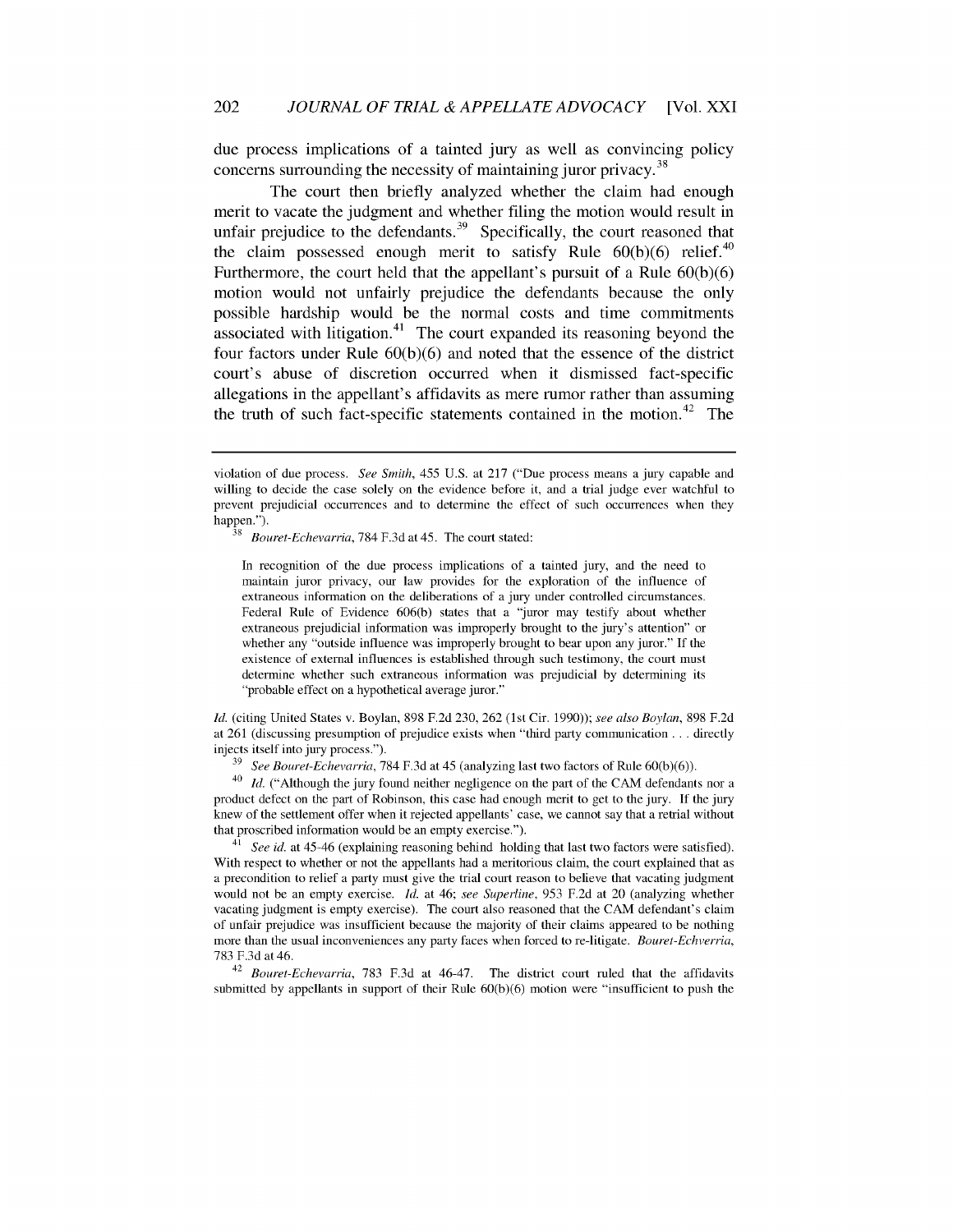due process implications of a tainted jury as well as convincing policy concerns surrounding the necessity of maintaining juror privacy.[38]

The court then briefly analyzed whether the claim had enough merit to vacate the judgment and whether filing the motion would result in unfair prejudice to the defendants.[39] Specifically, the court reasoned that the claim possessed enough merit to satisfy Rule 60(b)(6) relief.[40] Furthermore, the court held that the appellant's pursuit of a Rule 60(b)(6) motion would not unfairly prejudice the defendants because the only possible hardship would be the normal costs and time commitments associated with litigation.[41] The court expanded its reasoning beyond the four factors under Rule 60(b)(6) and noted that the essence of the district court's abuse of discretion occurred when it dismissed fact-specific allegations in the appellant's affidavits as mere rumor rather than assuming the truth of such fact-specific statements contained in the motion.[42] The

---

violation of due process. *See Smith*, 455 U.S. at 217 ("Due process means a jury capable and willing to decide the case solely on the evidence before it, and a trial judge ever watchful to prevent prejudicial occurrences and to determine the effect of such occurrences when they happen.").

[38] *Bouret-Echevarria*, 784 F.3d at 45. The court stated:

> In recognition of the due process implications of a tainted jury, and the need to maintain juror privacy, our law provides for the exploration of the influence of extraneous information on the deliberations of a jury under controlled circumstances. Federal Rule of Evidence 606(b) states that a "juror may testify about whether extraneous prejudicial information was improperly brought to the jury's attention" or whether any "outside influence was improperly brought to bear upon any juror." If the existence of external influences is established through such testimony, the court must determine whether such extraneous information was prejudicial by determining its "probable effect on a hypothetical average juror."

*Id.* (citing United States v. Boylan, 898 F.2d 230, 262 (1st Cir. 1990)); *see also Boylan*, 898 F.2d at 261 (discussing presumption of prejudice exists when "third party communication . . . directly injects itself into jury process.").

[39] *See Bouret-Echevarria*, 784 F.3d at 45 (analyzing last two factors of Rule 60(b)(6)).

[40] *Id.* ("Although the jury found neither negligence on the part of the CAM defendants nor a product defect on the part of Robinson, this case had enough merit to get to the jury. If the jury knew of the settlement offer when it rejected appellants' case, we cannot say that a retrial without that proscribed information would be an empty exercise.").

[41] *See id.* at 45-46 (explaining reasoning behind holding that last two factors were satisfied). With respect to whether or not the appellants had a meritorious claim, the court explained that as a precondition to relief a party must give the trial court reason to believe that vacating judgment would not be an empty exercise. *Id.* at 46; *see Superline*, 953 F.2d at 20 (analyzing whether vacating judgment is empty exercise). The court also reasoned that the CAM defendant's claim of unfair prejudice was insufficient because the majority of their claims appeared to be nothing more than the usual inconveniences any party faces when forced to re-litigate. *Bouret-Echverria*, 783 F.3d at 46.

[42] *Bouret-Echevarria*, 783 F.3d at 46-47. The district court ruled that the affidavits submitted by appellants in support of their Rule 60(b)(6) motion were "insufficient to push the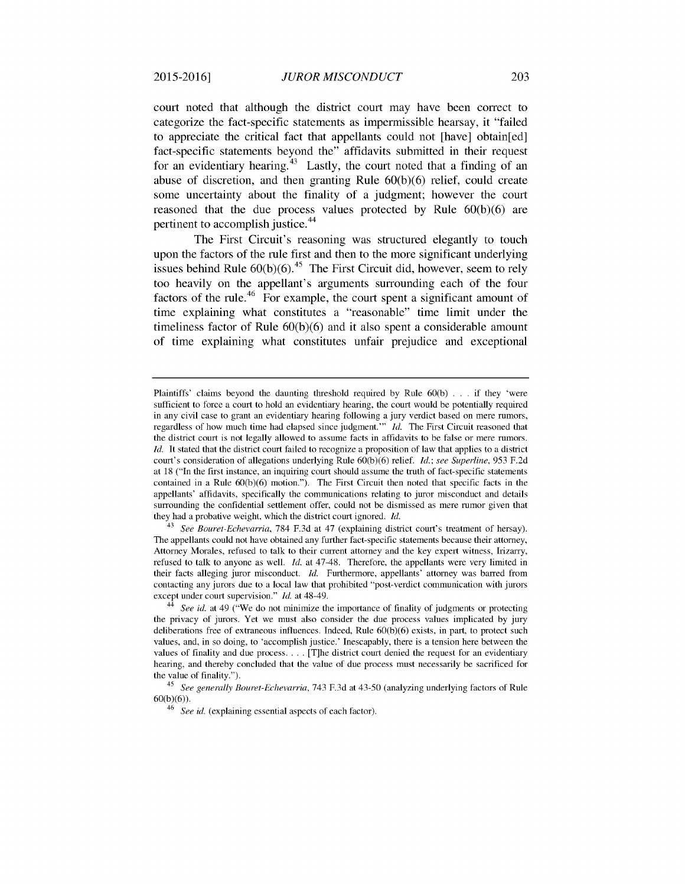court noted that although the district court may have been correct to categorize the fact-specific statements as impermissible hearsay, it "failed to appreciate the critical fact that appellants could not [have] obtain[ed] fact-specific statements beyond the" affidavits submitted in their request for an evidentiary hearing.[43] Lastly, the court noted that a finding of an abuse of discretion, and then granting Rule 60(b)(6) relief, could create some uncertainty about the finality of a judgment; however the court reasoned that the due process values protected by Rule 60(b)(6) are pertinent to accomplish justice.[44]

The First Circuit's reasoning was structured elegantly to touch upon the factors of the rule first and then to the more significant underlying issues behind Rule 60(b)(6).[45] The First Circuit did, however, seem to rely too heavily on the appellant's arguments surrounding each of the four factors of the rule.[46] For example, the court spent a significant amount of time explaining what constitutes a "reasonable" time limit under the timeliness factor of Rule 60(b)(6) and it also spent a considerable amount of time explaining what constitutes unfair prejudice and exceptional

---

Plaintiffs' claims beyond the daunting threshold required by Rule 60(b) . . . if they 'were sufficient to force a court to hold an evidentiary hearing, the court would be potentially required in any civil case to grant an evidentiary hearing following a jury verdict based on mere rumors, regardless of how much time had elapsed since judgment.'" *Id.* The First Circuit reasoned that the district court is not legally allowed to assume facts in affidavits to be false or mere rumors. *Id.* It stated that the district court failed to recognize a proposition of law that applies to a district court's consideration of allegations underlying Rule 60(b)(6) relief. *Id.*; *see Superline*, 953 F.2d at 18 ("In the first instance, an inquiring court should assume the truth of fact-specific statements contained in a Rule 60(b)(6) motion."). The First Circuit then noted that specific facts in the appellants' affidavits, specifically the communications relating to juror misconduct and details surrounding the confidential settlement offer, could not be dismissed as mere rumor given that they had a probative weight, which the district court ignored. *Id.*

[43] *See Bouret-Echevarria*, 784 F.3d at 47 (explaining district court's treatment of hersay). The appellants could not have obtained any further fact-specific statements because their attorney, Attorney Morales, refused to talk to their current attorney and the key expert witness, Irizarry, refused to talk to anyone as well. *Id.* at 47-48. Therefore, the appellants were very limited in their facts alleging juror misconduct. *Id.* Furthermore, appellants' attorney was barred from contacting any jurors due to a local law that prohibited "post-verdict communication with jurors except under court supervision." *Id.* at 48-49.

[44] *See id.* at 49 ("We do not minimize the importance of finality of judgments or protecting the privacy of jurors. Yet we must also consider the due process values implicated by jury deliberations free of extraneous influences. Indeed, Rule 60(b)(6) exists, in part, to protect such values, and, in so doing, to 'accomplish justice.' Inescapably, there is a tension here between the values of finality and due process. . . . [T]he district court denied the request for an evidentiary hearing, and thereby concluded that the value of due process must necessarily be sacrificed for the value of finality.").

[45] *See generally Bouret-Echevarria*, 743 F.3d at 43-50 (analyzing underlying factors of Rule 60(b)(6)).

[46] *See id.* (explaining essential aspects of each factor).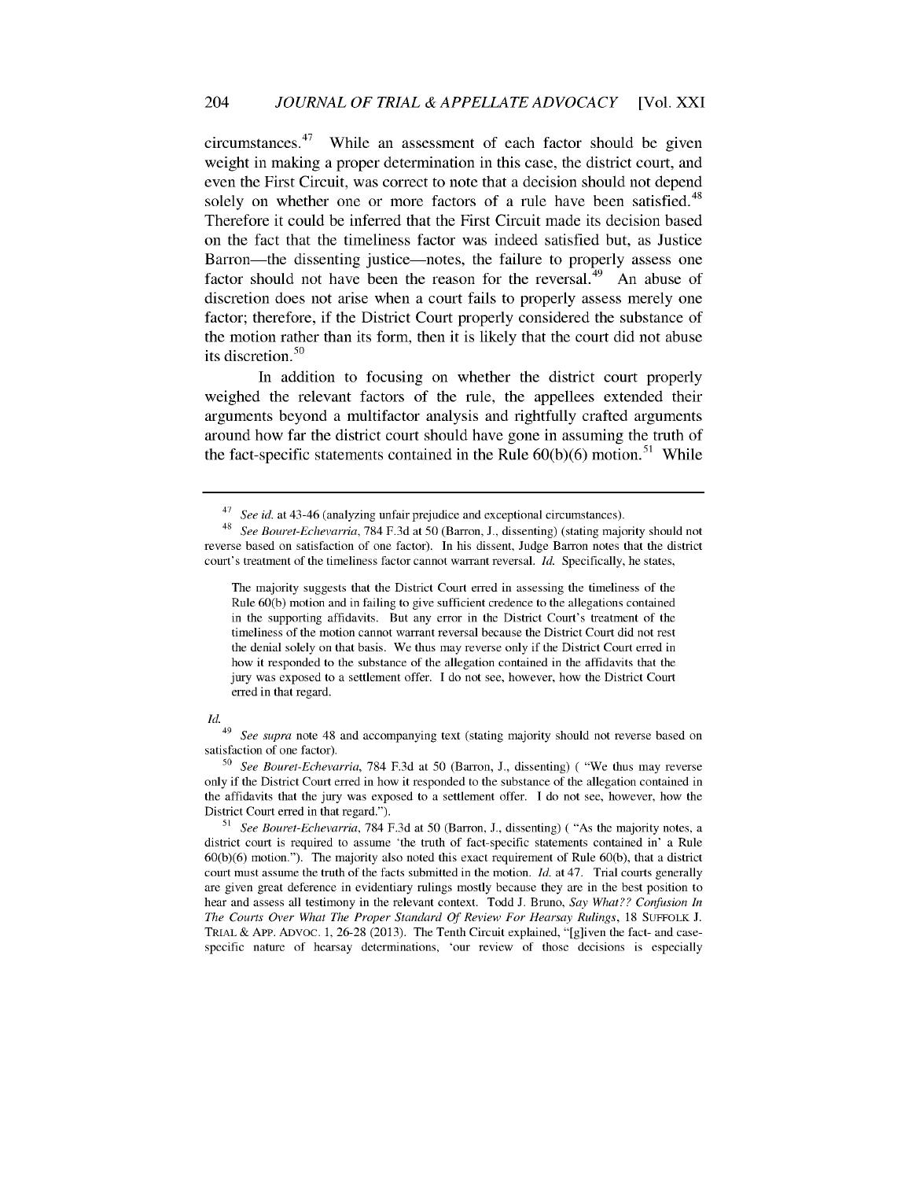circumstances.[47] While an assessment of each factor should be given weight in making a proper determination in this case, the district court, and even the First Circuit, was correct to note that a decision should not depend solely on whether one or more factors of a rule have been satisfied.[48] Therefore it could be inferred that the First Circuit made its decision based on the fact that the timeliness factor was indeed satisfied but, as Justice Barron—the dissenting justice—notes, the failure to properly assess one factor should not have been the reason for the reversal.[49] An abuse of discretion does not arise when a court fails to properly assess merely one factor; therefore, if the District Court properly considered the substance of the motion rather than its form, then it is likely that the court did not abuse its discretion.[50]

In addition to focusing on whether the district court properly weighed the relevant factors of the rule, the appellees extended their arguments beyond a multifactor analysis and rightfully crafted arguments around how far the district court should have gone in assuming the truth of the fact-specific statements contained in the Rule 60(b)(6) motion.[51] While

---

[47] *See id.* at 43-46 (analyzing unfair prejudice and exceptional circumstances).

[48] *See Bouret-Echevarria*, 784 F.3d at 50 (Barron, J., dissenting) (stating majority should not reverse based on satisfaction of one factor). In his dissent, Judge Barron notes that the district court's treatment of the timeliness factor cannot warrant reversal. *Id.* Specifically, he states,

> The majority suggests that the District Court erred in assessing the timeliness of the Rule 60(b) motion and in failing to give sufficient credence to the allegations contained in the supporting affidavits. But any error in the District Court's treatment of the timeliness of the motion cannot warrant reversal because the District Court did not rest the denial solely on that basis. We thus may reverse only if the District Court erred in how it responded to the substance of the allegation contained in the affidavits that the jury was exposed to a settlement offer. I do not see, however, how the District Court erred in that regard.

*Id.*

[49] *See supra* note 48 and accompanying text (stating majority should not reverse based on satisfaction of one factor).

[50] *See Bouret-Echevarria*, 784 F.3d at 50 (Barron, J., dissenting) ( "We thus may reverse only if the District Court erred in how it responded to the substance of the allegation contained in the affidavits that the jury was exposed to a settlement offer. I do not see, however, how the District Court erred in that regard.").

[51] *See Bouret-Echevarria*, 784 F.3d at 50 (Barron, J., dissenting) ( "As the majority notes, a district court is required to assume 'the truth of fact-specific statements contained in' a Rule 60(b)(6) motion."). The majority also noted this exact requirement of Rule 60(b), that a district court must assume the truth of the facts submitted in the motion. *Id.* at 47. Trial courts generally are given great deference in evidentiary rulings mostly because they are in the best position to hear and assess all testimony in the relevant context. Todd J. Bruno, *Say What?? Confusion In The Courts Over What The Proper Standard Of Review For Hearsay Rulings*, 18 SUFFOLK J. TRIAL & APP. ADVOC. 1, 26-28 (2013). The Tenth Circuit explained, "[g]iven the fact- and case-specific nature of hearsay determinations, 'our review of those decisions is especially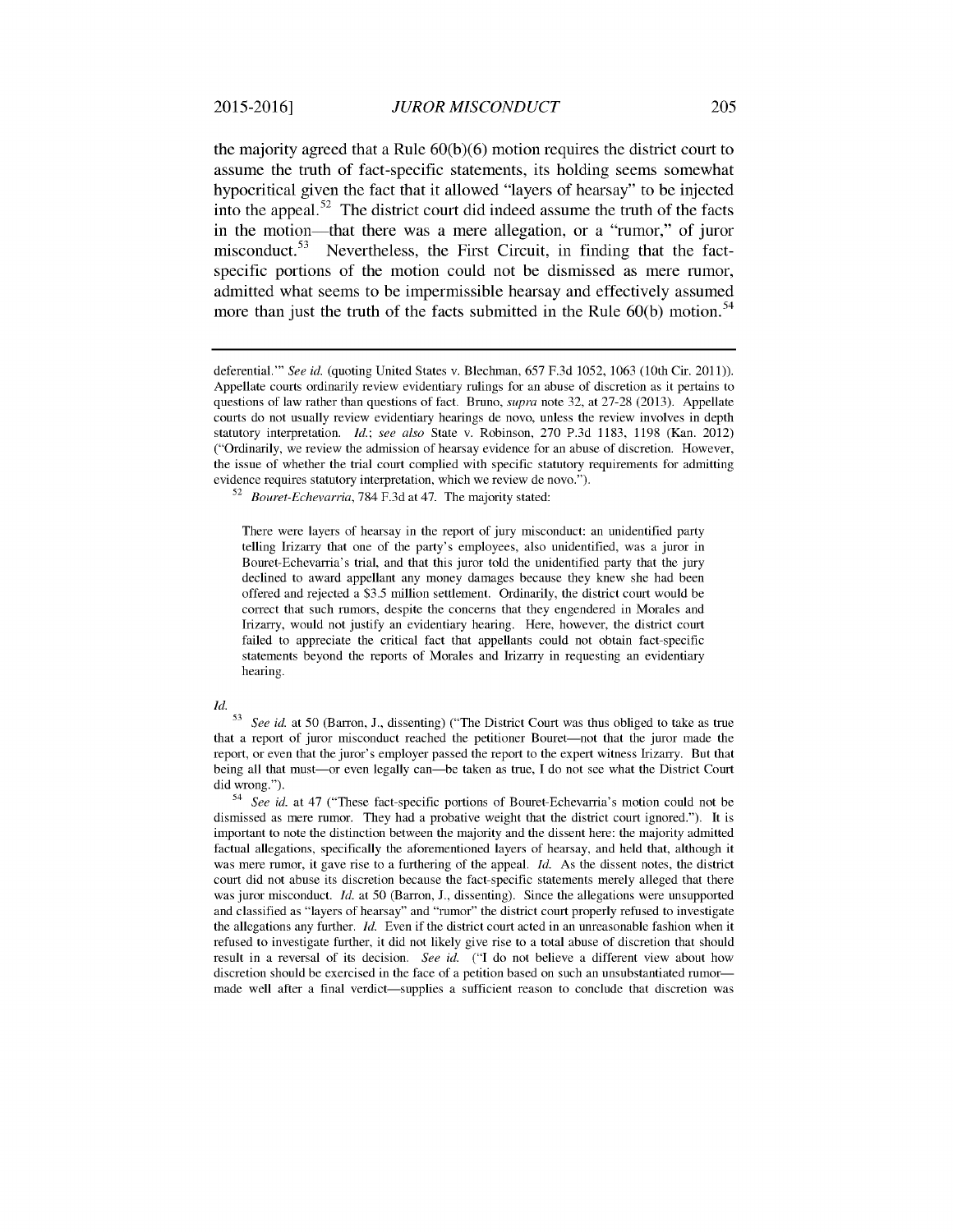the majority agreed that a Rule 60(b)(6) motion requires the district court to assume the truth of fact-specific statements, its holding seems somewhat hypocritical given the fact that it allowed "layers of hearsay" to be injected into the appeal.[52] The district court did indeed assume the truth of the facts in the motion—that there was a mere allegation, or a "rumor," of juror misconduct.[53] Nevertheless, the First Circuit, in finding that the fact-specific portions of the motion could not be dismissed as mere rumor, admitted what seems to be impermissible hearsay and effectively assumed more than just the truth of the facts submitted in the Rule 60(b) motion.[54]

---

deferential.'" *See id.* (quoting United States v. Blechman, 657 F.3d 1052, 1063 (10th Cir. 2011)). Appellate courts ordinarily review evidentiary rulings for an abuse of discretion as it pertains to questions of law rather than questions of fact. Bruno, *supra* note 32, at 27-28 (2013). Appellate courts do not usually review evidentiary hearings de novo, unless the review involves in depth statutory interpretation. *Id.*; *see also* State v. Robinson, 270 P.3d 1183, 1198 (Kan. 2012) ("Ordinarily, we review the admission of hearsay evidence for an abuse of discretion. However, the issue of whether the trial court complied with specific statutory requirements for admitting evidence requires statutory interpretation, which we review de novo.").

[52] *Bouret-Echevarria*, 784 F.3d at 47. The majority stated:

> There were layers of hearsay in the report of jury misconduct: an unidentified party telling Irizarry that one of the party's employees, also unidentified, was a juror in Bouret-Echevarria's trial, and that this juror told the unidentified party that the jury declined to award appellant any money damages because they knew she had been offered and rejected a \$3.5 million settlement. Ordinarily, the district court would be correct that such rumors, despite the concerns that they engendered in Morales and Irizarry, would not justify an evidentiary hearing. Here, however, the district court failed to appreciate the critical fact that appellants could not obtain fact-specific statements beyond the reports of Morales and Irizarry in requesting an evidentiary hearing.

*Id.*

[53] *See id.* at 50 (Barron, J., dissenting) ("The District Court was thus obliged to take as true that a report of juror misconduct reached the petitioner Bouret—not that the juror made the report, or even that the juror's employer passed the report to the expert witness Irizarry. But that being all that must—or even legally can—be taken as true, I do not see what the District Court did wrong.").

[54] *See id.* at 47 ("These fact-specific portions of Bouret-Echevarria's motion could not be dismissed as mere rumor. They had a probative weight that the district court ignored."). It is important to note the distinction between the majority and the dissent here: the majority admitted factual allegations, specifically the aforementioned layers of hearsay, and held that, although it was mere rumor, it gave rise to a furthering of the appeal. *Id.* As the dissent notes, the district court did not abuse its discretion because the fact-specific statements merely alleged that there was juror misconduct. *Id.* at 50 (Barron, J., dissenting). Since the allegations were unsupported and classified as "layers of hearsay" and "rumor" the district court properly refused to investigate the allegations any further. *Id.* Even if the district court acted in an unreasonable fashion when it refused to investigate further, it did not likely give rise to a total abuse of discretion that should result in a reversal of its decision. *See id.* ("I do not believe a different view about how discretion should be exercised in the face of a petition based on such an unsubstantiated rumor—made well after a final verdict—supplies a sufficient reason to conclude that discretion was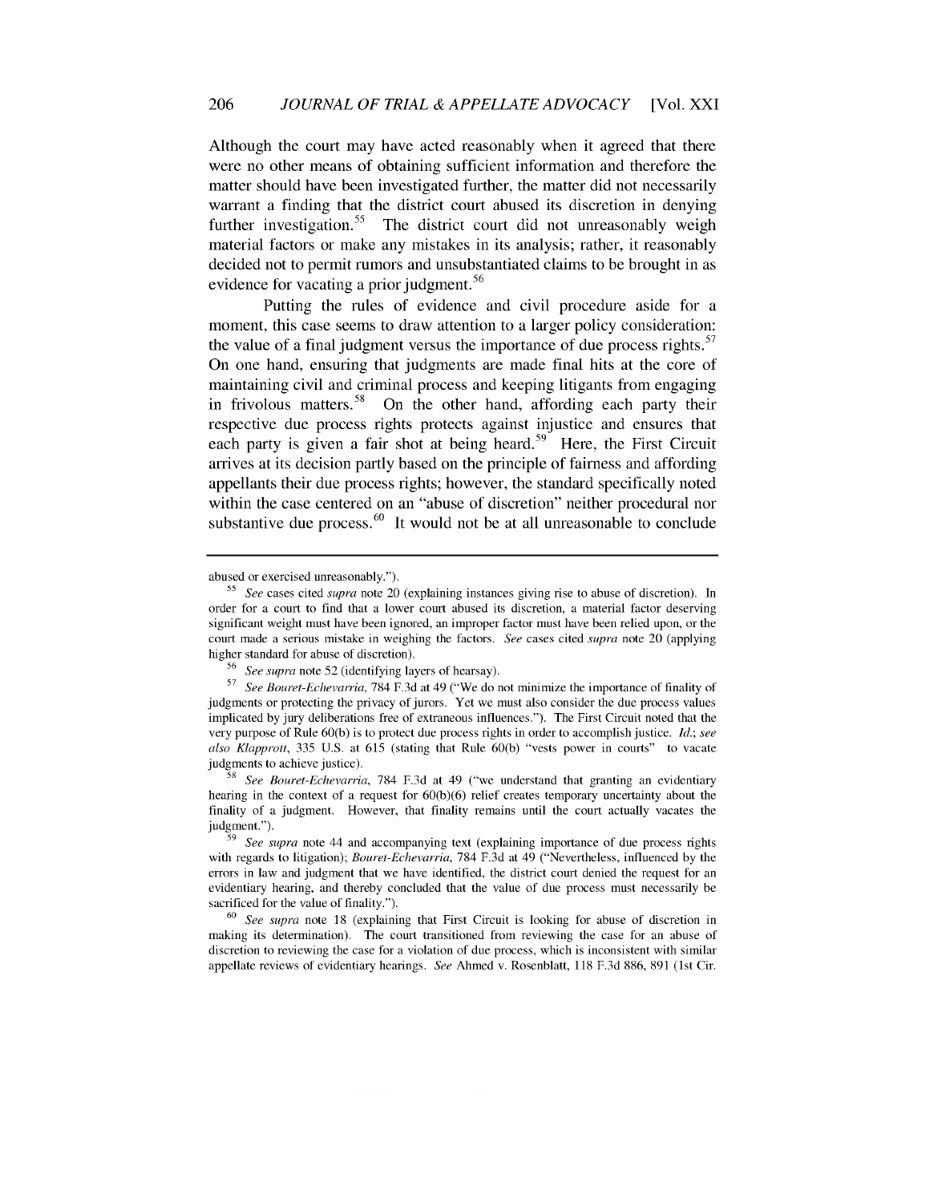Although the court may have acted reasonably when it agreed that there were no other means of obtaining sufficient information and therefore the matter should have been investigated further, the matter did not necessarily warrant a finding that the district court abused its discretion in denying further investigation.[55] The district court did not unreasonably weigh material factors or make any mistakes in its analysis; rather, it reasonably decided not to permit rumors and unsubstantiated claims to be brought in as evidence for vacating a prior judgment.[56]

Putting the rules of evidence and civil procedure aside for a moment, this case seems to draw attention to a larger policy consideration: the value of a final judgment versus the importance of due process rights.[57] On one hand, ensuring that judgments are made final hits at the core of maintaining civil and criminal process and keeping litigants from engaging in frivolous matters.[58] On the other hand, affording each party their respective due process rights protects against injustice and ensures that each party is given a fair shot at being heard.[59] Here, the First Circuit arrives at its decision partly based on the principle of fairness and affording appellants their due process rights; however, the standard specifically noted within the case centered on an "abuse of discretion" neither procedural nor substantive due process.[60] It would not be at all unreasonable to conclude

---

abused or exercised unreasonably.").

[55] *See* cases cited *supra* note 20 (explaining instances giving rise to abuse of discretion). In order for a court to find that a lower court abused its discretion, a material factor deserving significant weight must have been ignored, an improper factor must have been relied upon, or the court made a serious mistake in weighing the factors. *See* cases cited *supra* note 20 (applying higher standard for abuse of discretion).

[56] *See supra* note 52 (identifying layers of hearsay).

[57] *See Bouret-Echevarria*, 784 F.3d at 49 ("We do not minimize the importance of finality of judgments or protecting the privacy of jurors. Yet we must also consider the due process values implicated by jury deliberations free of extraneous influences."). The First Circuit noted that the very purpose of Rule 60(b) is to protect due process rights in order to accomplish justice. *Id.*; *see also Klapprott*, 335 U.S. at 615 (stating that Rule 60(b) "vests power in courts" to vacate judgments to achieve justice).

[58] *See Bouret-Echevarria*, 784 F.3d at 49 ("we understand that granting an evidentiary hearing in the context of a request for 60(b)(6) relief creates temporary uncertainty about the finality of a judgment. However, that finality remains until the court actually vacates the judgment.").

[59] *See supra* note 44 and accompanying text (explaining importance of due process rights with regards to litigation); *Bouret-Echevarria*, 784 F.3d at 49 ("Nevertheless, influenced by the errors in law and judgment that we have identified, the district court denied the request for an evidentiary hearing, and thereby concluded that the value of due process must necessarily be sacrificed for the value of finality.").

[60] *See supra* note 18 (explaining that First Circuit is looking for abuse of discretion in making its determination). The court transitioned from reviewing the case for an abuse of discretion to reviewing the case for a violation of due process, which is inconsistent with similar appellate reviews of evidentiary hearings. *See* Ahmed v. Rosenblatt, 118 F.3d 886, 891 (1st Cir.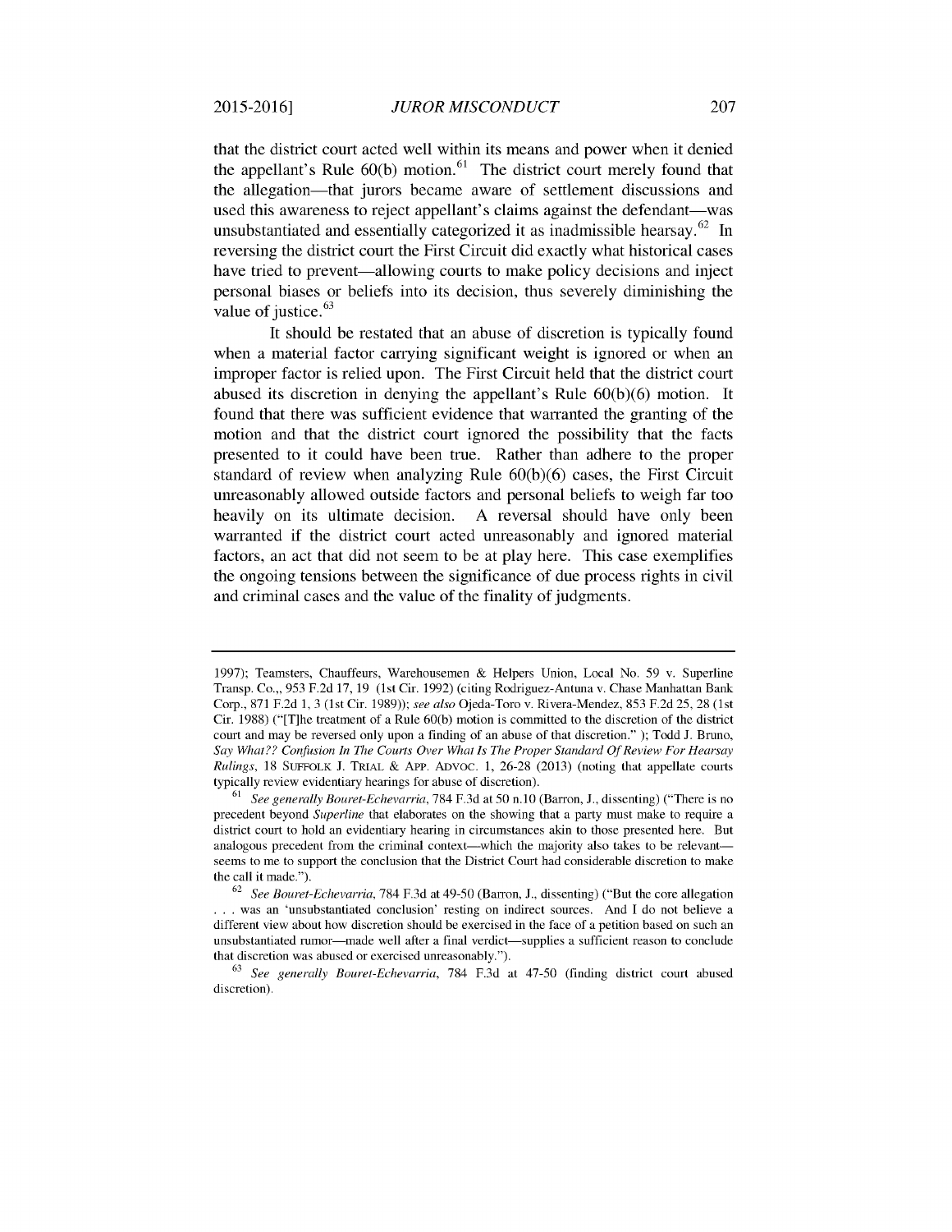that the district court acted well within its means and power when it denied the appellant's Rule 60(b) motion.[61] The district court merely found that the allegation—that jurors became aware of settlement discussions and used this awareness to reject appellant's claims against the defendant—was unsubstantiated and essentially categorized it as inadmissible hearsay.[62] In reversing the district court the First Circuit did exactly what historical cases have tried to prevent—allowing courts to make policy decisions and inject personal biases or beliefs into its decision, thus severely diminishing the value of justice.[63]

It should be restated that an abuse of discretion is typically found when a material factor carrying significant weight is ignored or when an improper factor is relied upon. The First Circuit held that the district court abused its discretion in denying the appellant's Rule 60(b)(6) motion. It found that there was sufficient evidence that warranted the granting of the motion and that the district court ignored the possibility that the facts presented to it could have been true. Rather than adhere to the proper standard of review when analyzing Rule 60(b)(6) cases, the First Circuit unreasonably allowed outside factors and personal beliefs to weigh far too heavily on its ultimate decision. A reversal should have only been warranted if the district court acted unreasonably and ignored material factors, an act that did not seem to be at play here. This case exemplifies the ongoing tensions between the significance of due process rights in civil and criminal cases and the value of the finality of judgments.

---

1997); Teamsters, Chauffeurs, Warehousemen & Helpers Union, Local No. 59 v. Superline Transp. Co.,, 953 F.2d 17, 19 (1st Cir. 1992) (citing Rodriguez-Antuna v. Chase Manhattan Bank Corp., 871 F.2d 1, 3 (1st Cir. 1989)); *see also* Ojeda-Toro v. Rivera-Mendez, 853 F.2d 25, 28 (1st Cir. 1988) ("[T]he treatment of a Rule 60(b) motion is committed to the discretion of the district court and may be reversed only upon a finding of an abuse of that discretion." ); Todd J. Bruno, *Say What?? Confusion In The Courts Over What Is The Proper Standard Of Review For Hearsay Rulings*, 18 SUFFOLK J. TRIAL & APP. ADVOC. 1, 26-28 (2013) (noting that appellate courts typically review evidentiary hearings for abuse of discretion).

[61] *See generally Bouret-Echevarria*, 784 F.3d at 50 n.10 (Barron, J., dissenting) ("There is no precedent beyond *Superline* that elaborates on the showing that a party must make to require a district court to hold an evidentiary hearing in circumstances akin to those presented here. But analogous precedent from the criminal context—which the majority also takes to be relevant—seems to me to support the conclusion that the District Court had considerable discretion to make the call it made.").

[62] *See Bouret-Echevarria*, 784 F.3d at 49-50 (Barron, J., dissenting) ("But the core allegation . . . was an 'unsubstantiated conclusion' resting on indirect sources. And I do not believe a different view about how discretion should be exercised in the face of a petition based on such an unsubstantiated rumor—made well after a final verdict—supplies a sufficient reason to conclude that discretion was abused or exercised unreasonably.").

[63] *See generally Bouret-Echevarria*, 784 F.3d at 47-50 (finding district court abused discretion).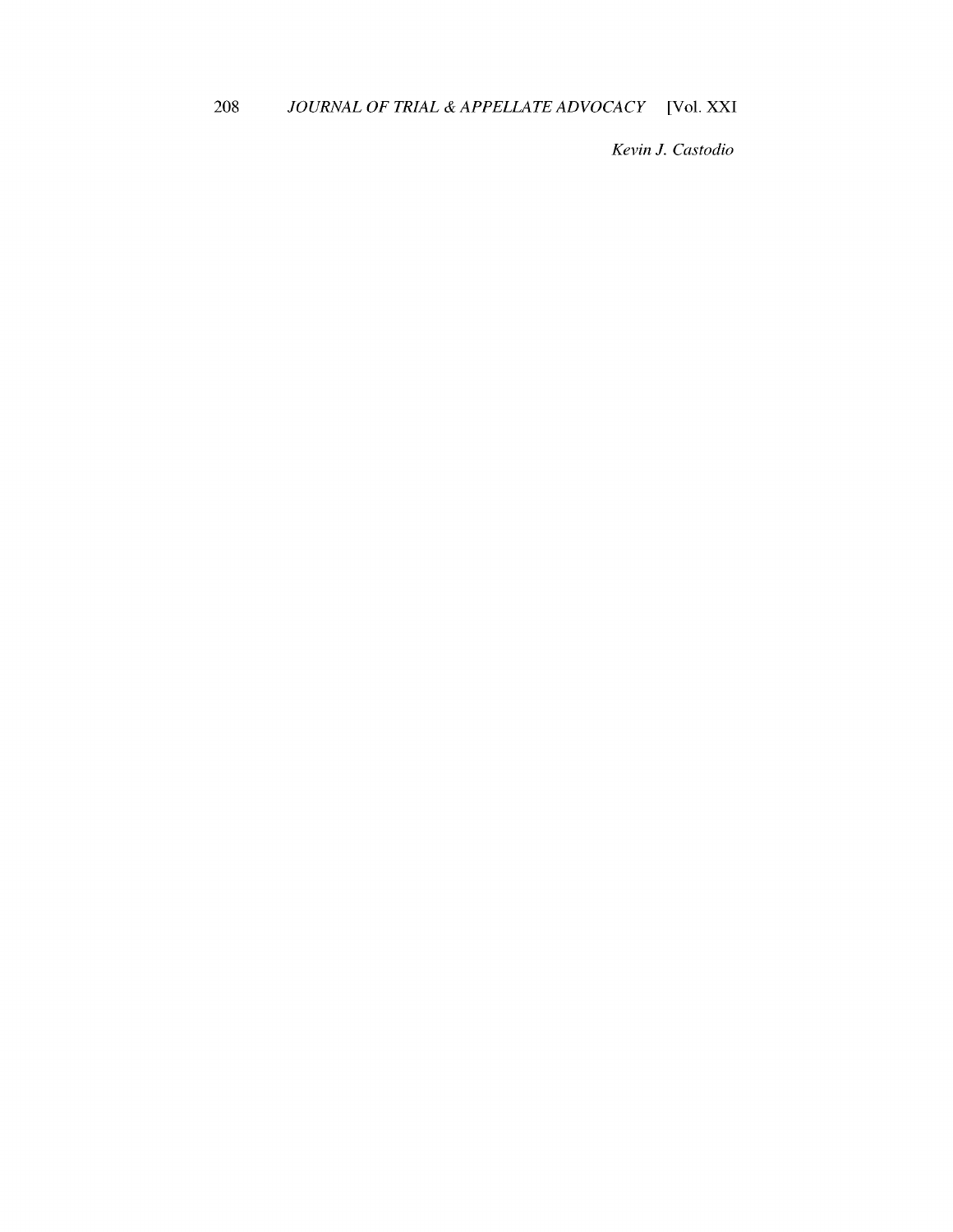*Kevin J. Castodio*